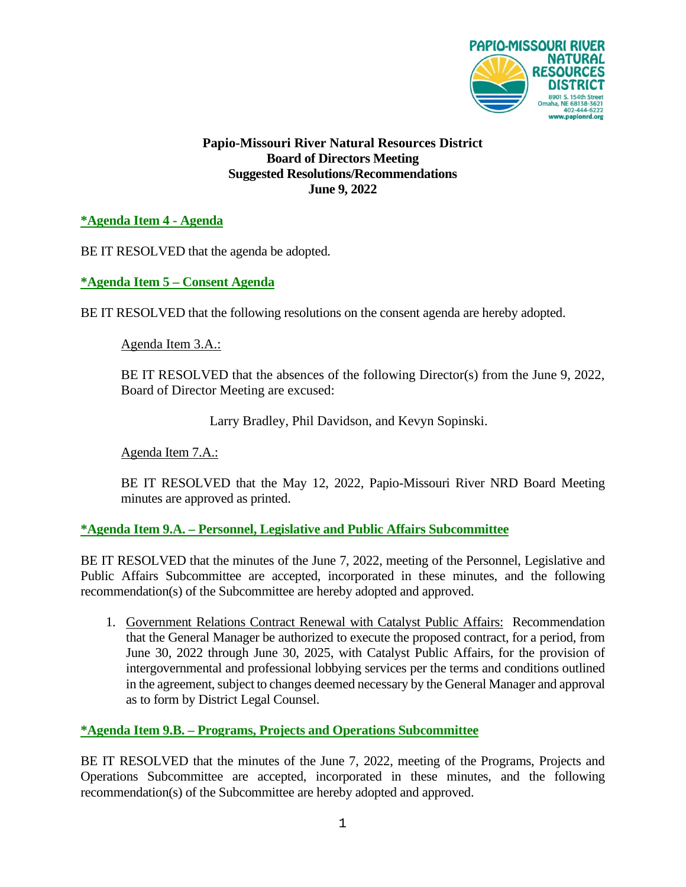**Papio-Missouri River Natural Resources District**
**Board of Directors Meeting**
**Suggested Resolutions/Recommendations**
**June 9, 2022**

**\*Agenda Item 4 - Agenda**

BE IT RESOLVED that the agenda be adopted.

**\*Agenda Item 5 – Consent Agenda**

BE IT RESOLVED that the following resolutions on the consent agenda are hereby adopted.

Agenda Item 3.A.:

BE IT RESOLVED that the absences of the following Director(s) from the June 9, 2022, Board of Director Meeting are excused:

Larry Bradley, Phil Davidson, and Kevyn Sopinski.

Agenda Item 7.A.:

BE IT RESOLVED that the May 12, 2022, Papio-Missouri River NRD Board Meeting minutes are approved as printed.

**\*Agenda Item 9.A. – Personnel, Legislative and Public Affairs Subcommittee**

BE IT RESOLVED that the minutes of the June 7, 2022, meeting of the Personnel, Legislative and Public Affairs Subcommittee are accepted, incorporated in these minutes, and the following recommendation(s) of the Subcommittee are hereby adopted and approved.

1. Government Relations Contract Renewal with Catalyst Public Affairs: Recommendation that the General Manager be authorized to execute the proposed contract, for a period, from June 30, 2022 through June 30, 2025, with Catalyst Public Affairs, for the provision of intergovernmental and professional lobbying services per the terms and conditions outlined in the agreement, subject to changes deemed necessary by the General Manager and approval as to form by District Legal Counsel.

**\*Agenda Item 9.B. – Programs, Projects and Operations Subcommittee**

BE IT RESOLVED that the minutes of the June 7, 2022, meeting of the Programs, Projects and Operations Subcommittee are accepted, incorporated in these minutes, and the following recommendation(s) of the Subcommittee are hereby adopted and approved.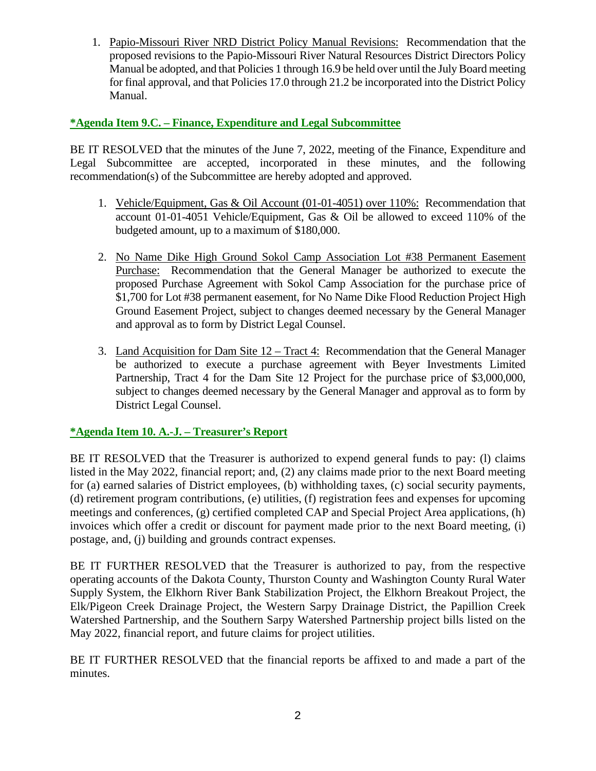1. Papio-Missouri River NRD District Policy Manual Revisions: Recommendation that the proposed revisions to the Papio-Missouri River Natural Resources District Directors Policy Manual be adopted, and that Policies 1 through 16.9 be held over until the July Board meeting for final approval, and that Policies 17.0 through 21.2 be incorporated into the District Policy Manual.

**\*Agenda Item 9.C. – Finance, Expenditure and Legal Subcommittee**

BE IT RESOLVED that the minutes of the June 7, 2022, meeting of the Finance, Expenditure and Legal Subcommittee are accepted, incorporated in these minutes, and the following recommendation(s) of the Subcommittee are hereby adopted and approved.

1. Vehicle/Equipment, Gas & Oil Account (01-01-4051) over 110%: Recommendation that account 01-01-4051 Vehicle/Equipment, Gas & Oil be allowed to exceed 110% of the budgeted amount, up to a maximum of $180,000.

2. No Name Dike High Ground Sokol Camp Association Lot #38 Permanent Easement Purchase: Recommendation that the General Manager be authorized to execute the proposed Purchase Agreement with Sokol Camp Association for the purchase price of $1,700 for Lot #38 permanent easement, for No Name Dike Flood Reduction Project High Ground Easement Project, subject to changes deemed necessary by the General Manager and approval as to form by District Legal Counsel.

3. Land Acquisition for Dam Site 12 – Tract 4: Recommendation that the General Manager be authorized to execute a purchase agreement with Beyer Investments Limited Partnership, Tract 4 for the Dam Site 12 Project for the purchase price of $3,000,000, subject to changes deemed necessary by the General Manager and approval as to form by District Legal Counsel.

**\*Agenda Item 10. A.-J. – Treasurer's Report**

BE IT RESOLVED that the Treasurer is authorized to expend general funds to pay: (l) claims listed in the May 2022, financial report; and, (2) any claims made prior to the next Board meeting for (a) earned salaries of District employees, (b) withholding taxes, (c) social security payments, (d) retirement program contributions, (e) utilities, (f) registration fees and expenses for upcoming meetings and conferences, (g) certified completed CAP and Special Project Area applications, (h) invoices which offer a credit or discount for payment made prior to the next Board meeting, (i) postage, and, (j) building and grounds contract expenses.

BE IT FURTHER RESOLVED that the Treasurer is authorized to pay, from the respective operating accounts of the Dakota County, Thurston County and Washington County Rural Water Supply System, the Elkhorn River Bank Stabilization Project, the Elkhorn Breakout Project, the Elk/Pigeon Creek Drainage Project, the Western Sarpy Drainage District, the Papillion Creek Watershed Partnership, and the Southern Sarpy Watershed Partnership project bills listed on the May 2022, financial report, and future claims for project utilities.

BE IT FURTHER RESOLVED that the financial reports be affixed to and made a part of the minutes.